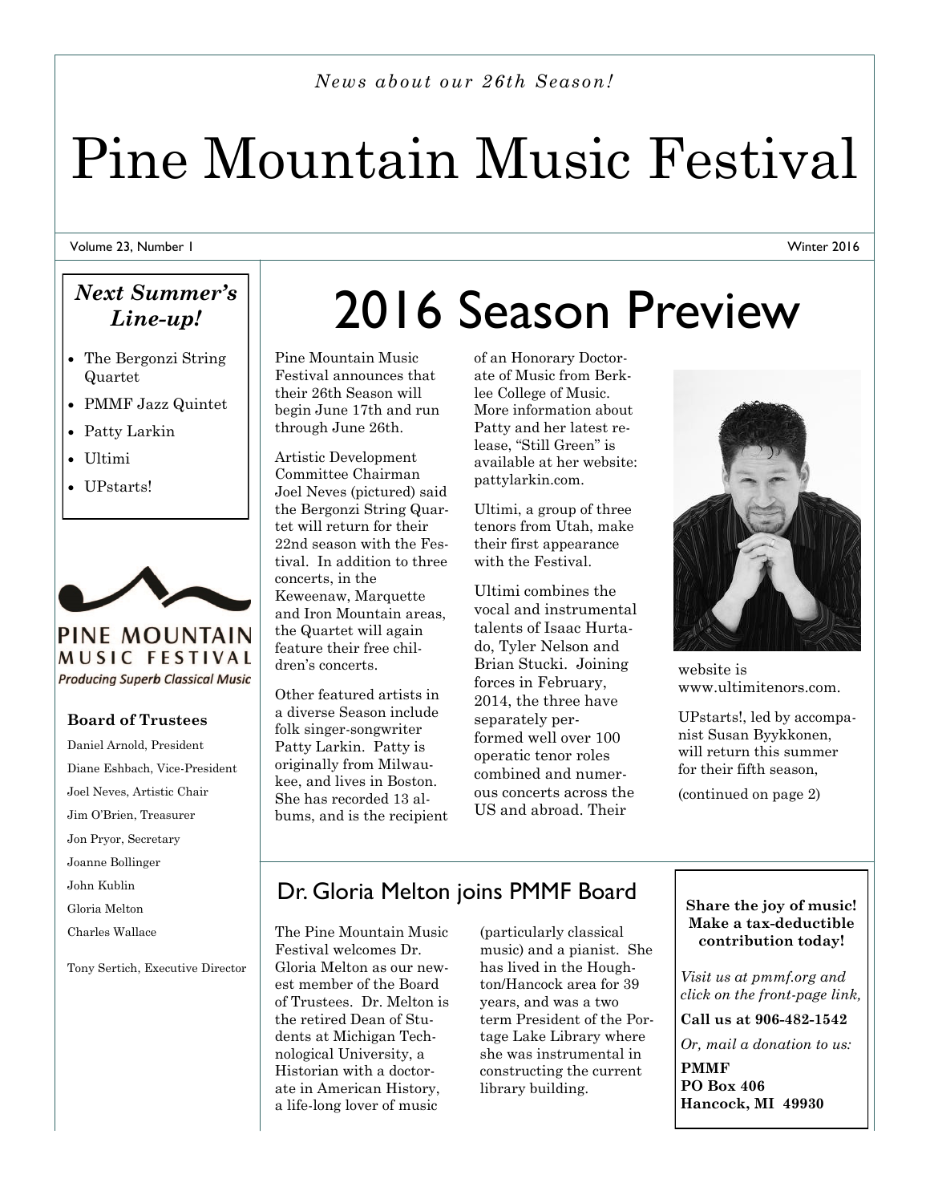*News about our 26th Season!*

# Pine Mountain Music Festival

Volume 23, Number 1 — Winter 2016

### *Next Summer's Line-up!*

- The Bergonzi String Quartet
- PMMF Jazz Quintet
- Patty Larkin
- Ultimi
- UPstarts!

PINE MOUNTAIN MUSIC FESTIVAL

*Producing Superb Classical Music*

**Board of Trustees**

Daniel Arnold, President

Diane Eshbach, Vice-President

Joel Neves, Artistic Chair

Jim O'Brien, Treasurer

Jon Pryor, Secretary

Joanne Bollinger

John Kublin

Gloria Melton

Charles Wallace

Tony Sertich, Executive Director

## 2016 Season Preview

Pine Mountain Music Festival announces that their 26th Season will begin June 17th and run through June 26th.

Artistic Development Committee Chairman Joel Neves (pictured) said the Bergonzi String Quartet will return for their 22nd season with the Festival. In addition to three concerts, in the Keweenaw, Marquette and Iron Mountain areas, the Quartet will again feature their free children's concerts.

Other featured artists in a diverse Season include folk singer-songwriter Patty Larkin. Patty is originally from Milwaukee, and lives in Boston. She has recorded 13 albums, and is the recipient of an Honorary Doctorate of Music from Berklee College of Music. More information about Patty and her latest release, "Still Green" is available at her website: pattylarkin.com.

Ultimi, a group of three tenors from Utah, make their first appearance with the Festival.

Ultimi combines the vocal and instrumental talents of Isaac Hurtado, Tyler Nelson and Brian Stucki. Joining forces in February, 2014, the three have separately performed well over 100 operatic tenor roles combined and numerous concerts across the US and abroad. Their website is www.ultimitenors.com.

UPstarts!, led by accompanist Susan Byykkonen, will return this summer for their fifth season,

(continued on page 2)

## Dr. Gloria Melton joins PMMF Board

The Pine Mountain Music Festival welcomes Dr. Gloria Melton as our newest member of the Board of Trustees. Dr. Melton is the retired Dean of Students at Michigan Technological University, a Historian with a doctorate in American History, a life-long lover of music (particularly classical music) and a pianist. She has lived in the Houghton/Hancock area for 39 years, and was a two term President of the Portage Lake Library where she was instrumental in constructing the current library building.

**Share the joy of music! Make a tax-deductible contribution today!**

*Visit us at pmmf.org and click on the front-page link,*

**Call us at 906-482-1542**

*Or, mail a donation to us:*

**PMMF**
**PO Box 406**
**Hancock, MI 49930**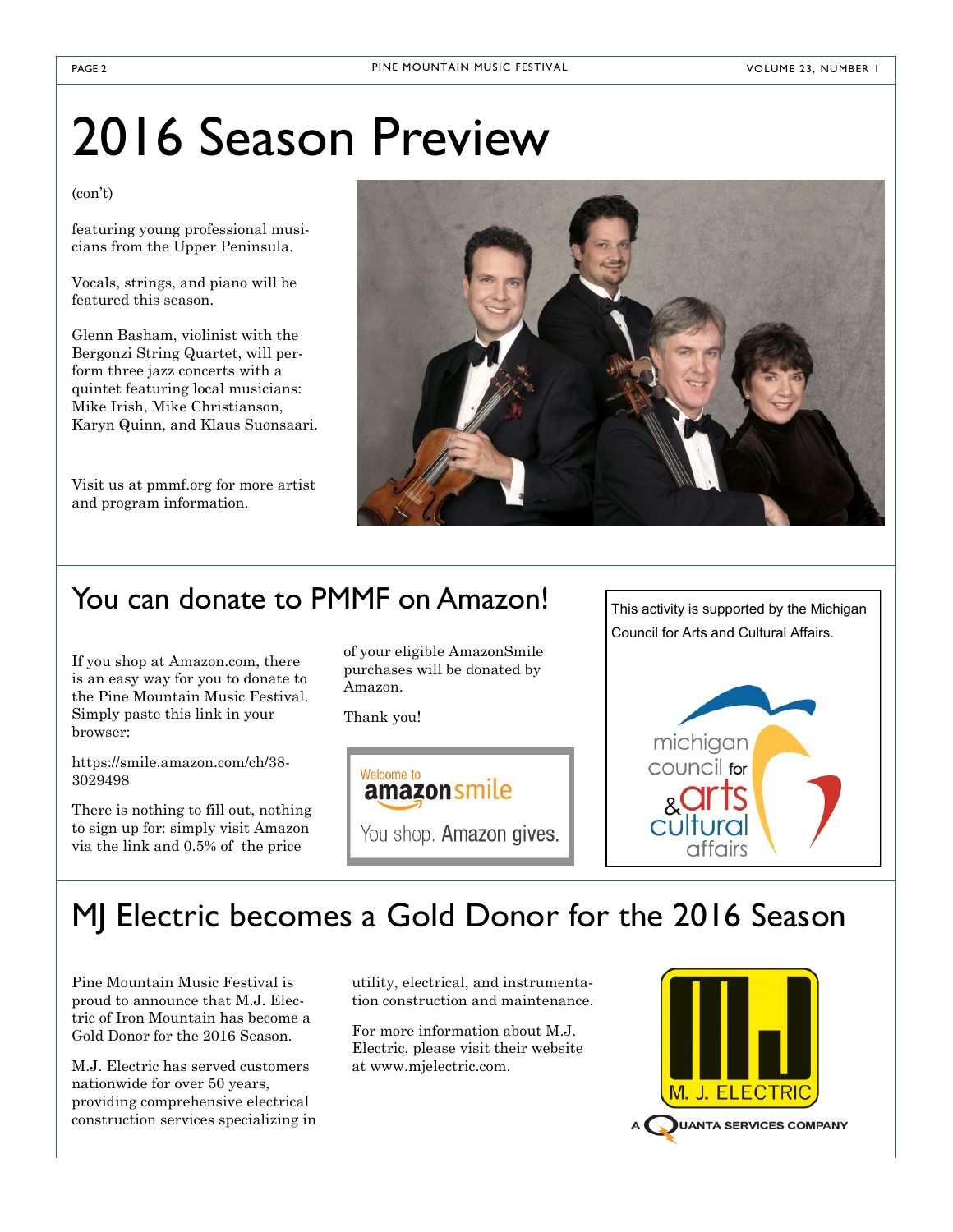# 2016 Season Preview

(con't)

featuring young professional musicians from the Upper Peninsula.

Vocals, strings, and piano will be featured this season.

Glenn Basham, violinist with the Bergonzi String Quartet, will perform three jazz concerts with a quintet featuring local musicians: Mike Irish, Mike Christianson, Karyn Quinn, and Klaus Suonsaari.

Visit us at pmmf.org for more artist and program information.

## You can donate to PMMF on Amazon!

If you shop at Amazon.com, there is an easy way for you to donate to the Pine Mountain Music Festival. Simply paste this link in your browser:

https://smile.amazon.com/ch/38-3029498

There is nothing to fill out, nothing to sign up for: simply visit Amazon via the link and 0.5% of the price of your eligible AmazonSmile purchases will be donated by Amazon.

Thank you!

Welcome to amazonsmile

You shop. Amazon gives.

This activity is supported by the Michigan Council for Arts and Cultural Affairs.

michigan council for arts & cultural affairs

## MJ Electric becomes a Gold Donor for the 2016 Season

Pine Mountain Music Festival is proud to announce that M.J. Electric of Iron Mountain has become a Gold Donor for the 2016 Season.

M.J. Electric has served customers nationwide for over 50 years, providing comprehensive electrical construction services specializing in utility, electrical, and instrumentation construction and maintenance.

For more information about M.J. Electric, please visit their website at www.mjelectric.com.

M. J. ELECTRIC

A QUANTA SERVICES COMPANY